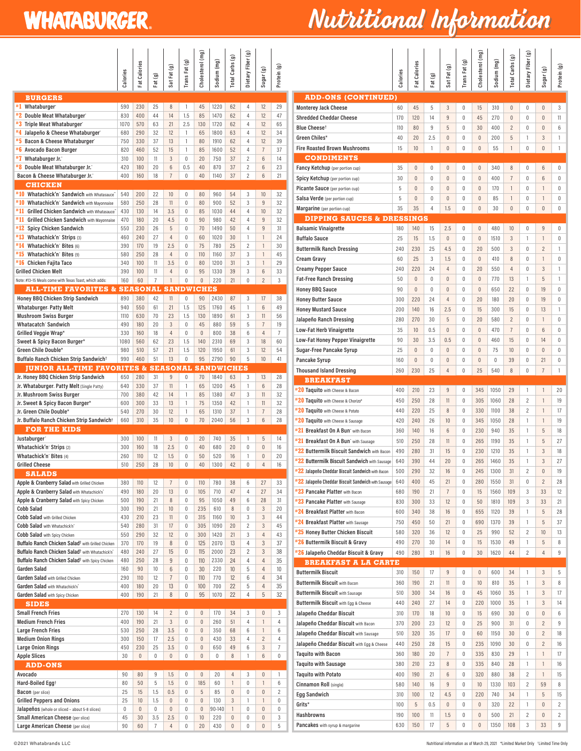# WHATABURGER® Nutritional Information

| | Calories | Fat Calories | Fat (g) | Sat Fat (g) | Trans Fat (g) | Cholesterol (mg) | Sodium (mg) | Total Carbs (g) | Dietary Fiber (g) | Sugar (g) | Protein (g) |
|---|---|---|---|---|---|---|---|---|---|---|---|
| **BURGERS** | | | | | | | | | | | |
| #1 Whataburger® | 590 | 230 | 25 | 8 | 1 | 45 | 1220 | 62 | 4 | 12 | 29 |
| #2 Double Meat Whataburger® | 830 | 400 | 44 | 14 | 1.5 | 85 | 1470 | 62 | 4 | 12 | 47 |
| #3 Triple Meat Whataburger® | 1070 | 570 | 63 | 21 | 2.5 | 130 | 1720 | 62 | 4 | 12 | 65 |
| #4 Jalapeño & Cheese Whataburger® | 680 | 290 | 32 | 12 | 1 | 65 | 1800 | 63 | 4 | 12 | 34 |
| #5 Bacon & Cheese Whataburger® | 750 | 330 | 37 | 13 | 1 | 80 | 1910 | 62 | 4 | 12 | 39 |
| #6 Avocado Bacon Burger | 820 | 460 | 52 | 15 | 1 | 85 | 1600 | 52 | 4 | 7 | 37 |
| #7 Whataburger Jr.® | 310 | 100 | 11 | 3 | 0 | 20 | 750 | 37 | 2 | 6 | 14 |
| #8 Double Meat Whataburger Jr.® | 420 | 180 | 20 | 6 | 0.5 | 40 | 870 | 37 | 2 | 6 | 23 |
| Bacon & Cheese Whataburger Jr.® | 400 | 160 | 18 | 7 | 0 | 40 | 1140 | 37 | 2 | 6 | 21 |
| **CHICKEN** | | | | | | | | | | | |
| #10 Whatachick'n® Sandwich with Whatasauce™ | 540 | 200 | 22 | 10 | 0 | 80 | 960 | 54 | 3 | 10 | 32 |
| #10 Whatachick'n® Sandwich with Mayonnaise | 580 | 250 | 28 | 11 | 0 | 80 | 900 | 52 | 3 | 9 | 32 |
| #11 Grilled Chicken Sandwich with Whatasauce™ | 430 | 130 | 14 | 3.5 | 0 | 85 | 1030 | 44 | 4 | 10 | 32 |
| #11 Grilled Chicken Sandwich with Mayonnaise | 470 | 180 | 20 | 4.5 | 0 | 90 | 980 | 42 | 4 | 9 | 32 |
| #12 Spicy Chicken Sandwich | 550 | 230 | 26 | 5 | 0 | 70 | 1490 | 50 | 4 | 9 | 31 |
| #13 Whatachick'n® Strips (3) | 460 | 240 | 27 | 4 | 0 | 60 | 1020 | 30 | 1 | 1 | 24 |
| #14 Whatachick'n® Bites (6) | 390 | 170 | 19 | 2.5 | 0 | 75 | 780 | 25 | 2 | 1 | 30 |
| #15 Whatachick'n® Bites (9) | 580 | 250 | 28 | 4 | 0 | 110 | 1160 | 37 | 3 | 1 | 45 |
| #16 Chicken Fajita Taco | 340 | 100 | 11 | 3.5 | 0 | 80 | 1200 | 31 | 3 | 1 | 29 |
| Grilled Chicken Melt | 390 | 100 | 11 | 4 | 0 | 95 | 1330 | 39 | 3 | 6 | 33 |
| Note: #13–15 Meals come with Texas Toast, which adds: | 160 | 60 | 7 | 1 | 0 | 0 | 220 | 21 | 0 | 2 | 3 |
| **ALL-TIME FAVORITES & SEASONAL SANDWICHES** | | | | | | | | | | | |
| Honey BBQ Chicken Strip Sandwich | 890 | 380 | 42 | 11 | 0 | 90 | 2430 | 87 | 3 | 17 | 38 |
| Whataburger® Patty Melt | 940 | 550 | 61 | 21 | 1.5 | 125 | 1760 | 45 | 1 | 6 | 49 |
| Mushroom Swiss Burger | 1110 | 630 | 70 | 23 | 1.5 | 130 | 1890 | 61 | 3 | 11 | 56 |
| Whatacatch® Sandwich | 490 | 180 | 20 | 3 | 0 | 45 | 880 | 59 | 5 | 7 | 19 |
| Grilled Veggie Wrap* | 330 | 160 | 18 | 4 | 0 | 0 | 800 | 38 | 6 | 4 | 7 |
| Sweet & Spicy Bacon Burger* | 1080 | 560 | 62 | 23 | 1.5 | 140 | 2310 | 69 | 3 | 18 | 60 |
| Green Chile Double* | 980 | 510 | 57 | 21 | 1.5 | 120 | 1950 | 61 | 3 | 12 | 54 |
| Buffalo Ranch Chicken Strip Sandwich† | 990 | 460 | 51 | 13 | 0 | 95 | 2790 | 90 | 5 | 10 | 41 |
| **JUNIOR ALL-TIME FAVORITES & SEASONAL SANDWICHES** | | | | | | | | | | | |
| Jr. Honey BBQ Chicken Strip Sandwich | 650 | 280 | 31 | 9 | 0 | 70 | 1840 | 63 | 3 | 13 | 28 |
| Jr. Whataburger® Patty Melt (Single Patty) | 640 | 330 | 37 | 11 | 1 | 65 | 1200 | 45 | 1 | 6 | 28 |
| Jr. Mushroom Swiss Burger | 700 | 380 | 42 | 14 | 1 | 85 | 1380 | 47 | 3 | 11 | 32 |
| Jr. Sweet & Spicy Bacon Burger* | 600 | 300 | 33 | 13 | 1 | 75 | 1350 | 42 | 1 | 11 | 32 |
| Jr. Green Chile Double* | 540 | 270 | 30 | 12 | 1 | 65 | 1310 | 37 | 1 | 7 | 28 |
| Jr. Buffalo Ranch Chicken Strip Sandwich† | 660 | 310 | 35 | 10 | 0 | 70 | 2040 | 56 | 3 | 6 | 28 |
| **FOR THE KIDS** | | | | | | | | | | | |
| Justaburger® | 300 | 100 | 11 | 3 | 0 | 20 | 740 | 35 | 1 | 5 | 14 |
| Whatachick'n® Strips (2) | 300 | 160 | 18 | 2.5 | 0 | 40 | 680 | 20 | 0 | 0 | 16 |
| Whatachick'n® Bites (4) | 260 | 110 | 12 | 1.5 | 0 | 50 | 520 | 16 | 1 | 0 | 20 |
| Grilled Cheese | 510 | 250 | 28 | 10 | 0 | 40 | 1300 | 42 | 0 | 4 | 16 |
| **SALADS** | | | | | | | | | | | |
| Apple & Cranberry Salad with Grilled Chicken | 380 | 110 | 12 | 7 | 0 | 110 | 780 | 38 | 6 | 27 | 33 |
| Apple & Cranberry Salad with Whatachick'n® | 490 | 180 | 20 | 13 | 0 | 105 | 710 | 47 | 4 | 27 | 34 |
| Apple & Cranberry Salad with Spicy Chicken | 500 | 190 | 21 | 8 | 0 | 95 | 1050 | 49 | 6 | 28 | 31 |
| Cobb Salad | 300 | 190 | 21 | 10 | 0 | 235 | 610 | 8 | 0 | 3 | 20 |
| Cobb Salad with Grilled Chicken | 430 | 210 | 23 | 11 | 0 | 315 | 1160 | 10 | 3 | 3 | 44 |
| Cobb Salad with Whatachick'n® | 540 | 280 | 31 | 17 | 0 | 305 | 1090 | 20 | 2 | 3 | 45 |
| Cobb Salad with Spicy Chicken | 550 | 290 | 32 | 12 | 0 | 300 | 1420 | 21 | 3 | 4 | 43 |
| Buffalo Ranch Chicken Salad† with Grilled Chicken | 370 | 170 | 19 | 8 | 0 | 125 | 2070 | 13 | 4 | 3 | 37 |
| Buffalo Ranch Chicken Salad† with Whatachick'n® | 480 | 240 | 27 | 15 | 0 | 115 | 2000 | 23 | 2 | 3 | 38 |
| Buffalo Ranch Chicken Salad† with Spicy Chicken | 480 | 250 | 28 | 9 | 0 | 110 | 2330 | 24 | 4 | 4 | 35 |
| Garden Salad | 160 | 90 | 10 | 6 | 0 | 30 | 220 | 10 | 5 | 4 | 10 |
| Garden Salad with Grilled Chicken | 290 | 110 | 12 | 7 | 0 | 110 | 770 | 12 | 6 | 4 | 34 |
| Garden Salad with Whatachick'n® | 400 | 180 | 20 | 13 | 0 | 100 | 700 | 22 | 5 | 4 | 35 |
| Garden Salad with Spicy Chicken | 400 | 190 | 21 | 8 | 0 | 95 | 1070 | 22 | 4 | 5 | 32 |
| **SIDES** | | | | | | | | | | | |
| Small French Fries | 270 | 130 | 14 | 2 | 0 | 0 | 170 | 34 | 3 | 0 | 3 |
| Medium French Fries | 400 | 190 | 21 | 3 | 0 | 0 | 260 | 51 | 4 | 1 | 4 |
| Large French Fries | 530 | 250 | 28 | 3.5 | 0 | 0 | 350 | 68 | 6 | 1 | 6 |
| Medium Onion Rings | 300 | 150 | 17 | 2.5 | 0 | 0 | 430 | 33 | 4 | 2 | 4 |
| Large Onion Rings | 450 | 230 | 25 | 3.5 | 0 | 0 | 650 | 49 | 6 | 3 | 7 |
| Apple Slices | 30 | 0 | 0 | 0 | 0 | 0 | 0 | 8 | 1 | 6 | 0 |
| **ADD-ONS** | | | | | | | | | | | |
| Avocado | 90 | 80 | 9 | 1.5 | 0 | 0 | 20 | 4 | 3 | 0 | 1 |
| Hard-Boiled Egg† | 80 | 50 | 5 | 1.5 | 0 | 185 | 60 | 1 | 0 | 1 | 6 |
| Bacon (per slice) | 25 | 15 | 1.5 | 0.5 | 0 | 5 | 85 | 0 | 0 | 0 | 2 |
| Grilled Peppers and Onions | 25 | 10 | 1.5 | 0 | 0 | 0 | 130 | 3 | 1 | 1 | 0 |
| Jalapeños (whole or sliced - about 5-8 slices) | 0 | 0 | 0 | 0 | 0 | 0 | 90-140 | 1 | 0 | 0 | 0 |
| Small American Cheese (per slice) | 45 | 30 | 3.5 | 2.5 | 0 | 10 | 220 | 0 | 0 | 0 | 3 |
| Large American Cheese (per slice) | 90 | 60 | 7 | 4 | 0 | 20 | 430 | 0 | 0 | 0 | 5 |
| **ADD-ONS (CONTINUED)** | | | | | | | | | | | |
| Monterey Jack Cheese | 60 | 45 | 5 | 3 | 0 | 15 | 310 | 0 | 0 | 0 | 3 |
| Shredded Cheddar Cheese | 170 | 120 | 14 | 9 | 0 | 45 | 270 | 0 | 0 | 0 | 11 |
| Blue Cheese† | 110 | 80 | 9 | 5 | 0 | 30 | 400 | 2 | 0 | 0 | 6 |
| Green Chiles* | 40 | 20 | 2.5 | 0 | 0 | 0 | 200 | 5 | 1 | 3 | 1 |
| Fire Roasted Brown Mushrooms | 15 | 10 | 1 | 0 | 0 | 0 | 55 | 1 | 0 | 0 | 1 |
| **CONDIMENTS** | | | | | | | | | | | |
| Fancy Ketchup (per portion cup) | 35 | 0 | 0 | 0 | 0 | 0 | 340 | 8 | 0 | 6 | 0 |
| Spicy Ketchup (per portion cup) | 30 | 0 | 0 | 0 | 0 | 0 | 400 | 7 | 0 | 6 | 0 |
| Picante Sauce (per portion cup) | 5 | 0 | 0 | 0 | 0 | 0 | 170 | 1 | 0 | 1 | 0 |
| Salsa Verde (per portion cup) | 5 | 0 | 0 | 0 | 0 | 0 | 85 | 1 | 0 | 1 | 0 |
| Margarine (per portion cup) | 35 | 35 | 4 | 1.5 | 0 | 0 | 30 | 0 | 0 | 0 | 0 |
| **DIPPING SAUCES & DRESSINGS** | | | | | | | | | | | |
| Balsamic Vinaigrette | 180 | 140 | 15 | 2.5 | 0 | 0 | 480 | 10 | 0 | 9 | 0 |
| Buffalo Sauce | 25 | 15 | 1.5 | 0 | 0 | 0 | 1510 | 3 | 1 | 1 | 0 |
| Buttermilk Ranch Dressing | 240 | 230 | 25 | 4.5 | 0 | 20 | 500 | 3 | 0 | 2 | 1 |
| Cream Gravy | 60 | 25 | 3 | 1.5 | 0 | 0 | 410 | 8 | 0 | 1 | 0 |
| Creamy Pepper Sauce | 240 | 220 | 24 | 4 | 0 | 20 | 550 | 4 | 0 | 3 | 1 |
| Fat-Free Ranch Dressing | 50 | 0 | 0 | 0 | 0 | 0 | 770 | 13 | 1 | 5 | 1 |
| Honey BBQ Sauce | 90 | 0 | 0 | 0 | 0 | 0 | 650 | 22 | 0 | 19 | 0 |
| Honey Butter Sauce | 300 | 220 | 24 | 4 | 0 | 20 | 180 | 20 | 0 | 19 | 0 |
| Honey Mustard Sauce | 200 | 140 | 16 | 2.5 | 0 | 15 | 300 | 15 | 0 | 13 | 1 |
| Jalapeño Ranch Dressing | 280 | 270 | 30 | 5 | 0 | 20 | 580 | 2 | 0 | 1 | 0 |
| Low-Fat Herb Vinaigrette | 35 | 10 | 0.5 | 0 | 0 | 0 | 470 | 7 | 0 | 6 | 0 |
| Low-Fat Honey Pepper Vinaigrette | 90 | 30 | 3.5 | 0.5 | 0 | 0 | 460 | 15 | 0 | 14 | 0 |
| Sugar-Free Pancake Syrup | 25 | 0 | 0 | 0 | 0 | 0 | 75 | 10 | 0 | 0 | 0 |
| Pancake Syrup | 160 | 0 | 0 | 0 | 0 | 0 | 0 | 39 | 0 | 21 | 0 |
| Thousand Island Dressing | 260 | 230 | 25 | 4 | 0 | 25 | 540 | 8 | 0 | 7 | 1 |
| **BREAKFAST** | | | | | | | | | | | |
| #20 Taquito with Cheese & Bacon | 400 | 210 | 23 | 9 | 0 | 345 | 1050 | 29 | 1 | 1 | 20 |
| #20 Taquito with Cheese & Chorizo* | 450 | 250 | 28 | 11 | 0 | 305 | 1060 | 28 | 2 | 1 | 19 |
| #20 Taquito with Cheese & Potato | 440 | 220 | 25 | 8 | 0 | 330 | 1100 | 38 | 2 | 1 | 17 |
| #20 Taquito with Cheese & Sausage | 420 | 240 | 26 | 10 | 0 | 345 | 1050 | 28 | 1 | 1 | 19 |
| #21 Breakfast On A Bun® with Bacon | 360 | 140 | 16 | 6 | 0 | 230 | 940 | 35 | 1 | 5 | 18 |
| #21 Breakfast On A Bun® with Sausage | 510 | 250 | 28 | 11 | 0 | 265 | 1190 | 35 | 1 | 5 | 27 |
| #22 Buttermilk Biscuit Sandwich with Bacon | 490 | 280 | 31 | 15 | 0 | 230 | 1210 | 35 | 1 | 3 | 18 |
| #22 Buttermilk Biscuit Sandwich with Sausage | 640 | 390 | 44 | 20 | 0 | 265 | 1460 | 35 | 1 | 3 | 27 |
| #22 Jalapeño Cheddar Biscuit Sandwich with Bacon | 500 | 290 | 32 | 16 | 0 | 245 | 1300 | 31 | 2 | 0 | 19 |
| #22 Jalapeño Cheddar Biscuit Sandwich with Sausage | 640 | 400 | 45 | 21 | 0 | 280 | 1550 | 31 | 0 | 2 | 28 |
| #23 Pancake Platter with Bacon | 680 | 190 | 21 | 7 | 0 | 15 | 1560 | 109 | 3 | 33 | 12 |
| #23 Pancake Platter with Sausage | 830 | 300 | 33 | 12 | 0 | 50 | 1810 | 109 | 3 | 33 | 21 |
| #24 Breakfast Platter with Bacon | 600 | 340 | 38 | 16 | 0 | 655 | 1120 | 39 | 1 | 5 | 28 |
| #24 Breakfast Platter with Sausage | 750 | 450 | 50 | 21 | 0 | 690 | 1370 | 39 | 1 | 5 | 37 |
| #25 Honey Butter Chicken Biscuit | 580 | 320 | 36 | 12 | 0 | 25 | 990 | 52 | 2 | 10 | 13 |
| #26 Buttermilk Biscuit & Gravy | 490 | 270 | 30 | 14 | 0 | 15 | 1530 | 49 | 1 | 5 | 8 |
| #26 Jalapeño Cheddar Biscuit & Gravy | 490 | 280 | 31 | 16 | 0 | 30 | 1620 | 44 | 2 | 4 | 9 |
| **BREAKFAST A LA CARTE** | | | | | | | | | | | |
| Buttermilk Biscuit | 310 | 150 | 17 | 9 | 0 | 0 | 600 | 34 | 1 | 3 | 5 |
| Buttermilk Biscuit with Bacon | 360 | 190 | 21 | 11 | 0 | 10 | 810 | 35 | 1 | 3 | 8 |
| Buttermilk Biscuit with Sausage | 510 | 300 | 34 | 16 | 0 | 45 | 1060 | 35 | 1 | 3 | 17 |
| Buttermilk Biscuit with Egg & Cheese | 440 | 240 | 27 | 14 | 0 | 220 | 1000 | 35 | 1 | 3 | 14 |
| Jalapeño Cheddar Biscuit | 310 | 170 | 18 | 10 | 0 | 15 | 690 | 30 | 0 | 0 | 6 |
| Jalapeño Cheddar Biscuit with Bacon | 370 | 200 | 23 | 12 | 0 | 25 | 900 | 31 | 0 | 2 | 9 |
| Jalapeño Cheddar Biscuit with Sausage | 510 | 320 | 35 | 17 | 0 | 60 | 1150 | 30 | 0 | 2 | 18 |
| Jalapeño Cheddar Biscuit with Egg & Cheese | 440 | 250 | 28 | 15 | 0 | 235 | 1090 | 30 | 0 | 2 | 16 |
| Taquito with Bacon | 360 | 180 | 20 | 7 | 0 | 335 | 830 | 29 | 1 | 1 | 17 |
| Taquito with Sausage | 380 | 210 | 23 | 8 | 0 | 335 | 840 | 28 | 1 | 1 | 16 |
| Taquito with Potato | 400 | 190 | 21 | 6 | 0 | 320 | 880 | 38 | 2 | 1 | 15 |
| Cinnamon Roll (single) | 580 | 140 | 16 | 9 | 0 | 10 | 1330 | 103 | 2 | 59 | 8 |
| Egg Sandwich | 310 | 100 | 12 | 4.5 | 0 | 220 | 740 | 34 | 1 | 5 | 15 |
| Grits* | 100 | 5 | 0.5 | 0 | 0 | 0 | 320 | 22 | 1 | 0 | 2 |
| Hashbrowns | 190 | 100 | 11 | 1.5 | 0 | 0 | 500 | 21 | 2 | 0 | 2 |
| Pancakes with syrup & margarine | 630 | 150 | 17 | 5 | 0 | 0 | 1350 | 108 | 3 | 33 | 9 |

©2021 Whatabrands LLC

Nutritional information as of March 29, 2021 *Limited Market Only †Limited Time Only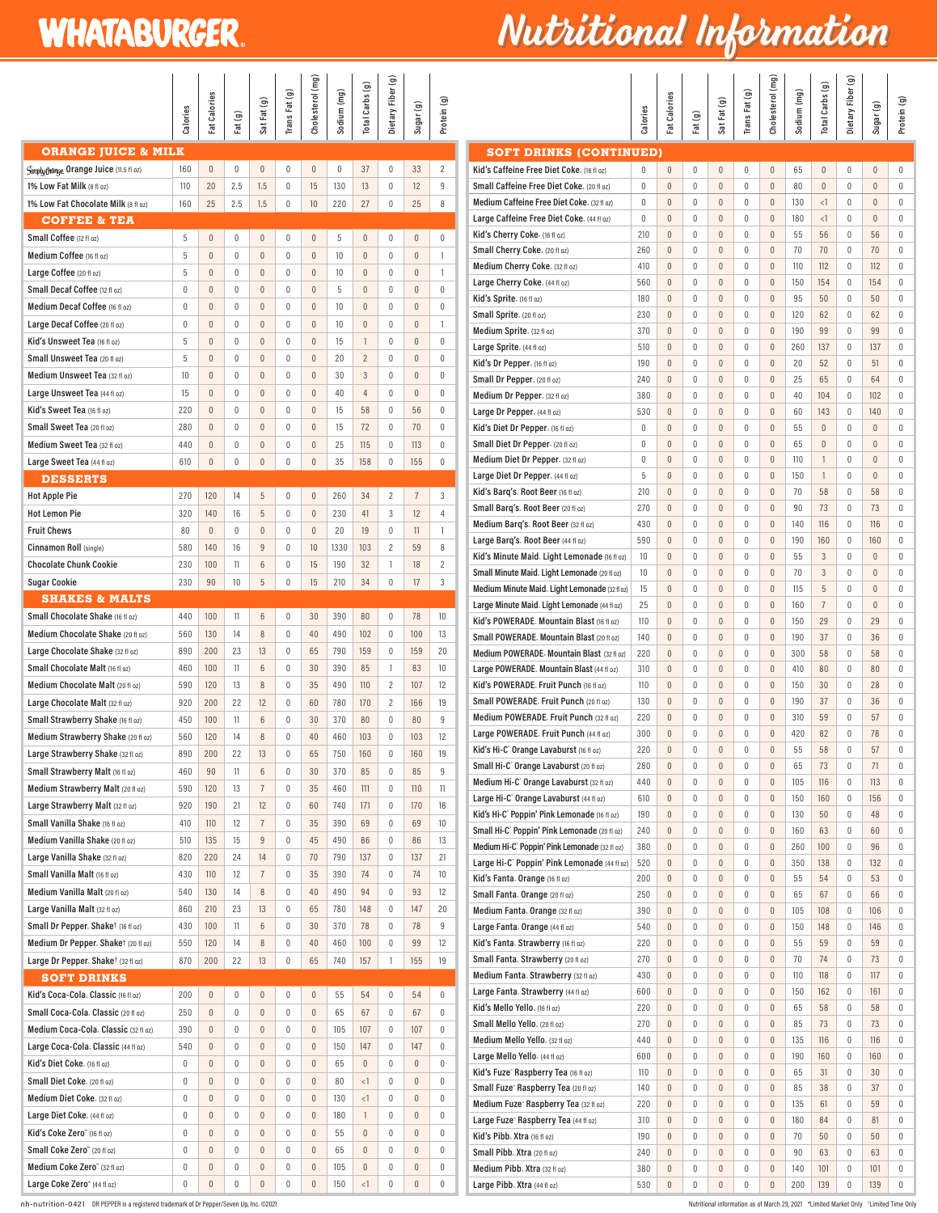# WHATABURGER® Nutritional Information

| | Calories | Fat Calories | Fat (g) | Sat Fat (g) | Trans Fat (g) | Cholesterol (mg) | Sodium (mg) | Total Carbs (g) | Dietary Fiber (g) | Sugar (g) | Protein (g) |
|---|---|---|---|---|---|---|---|---|---|---|---|
| **ORANGE JUICE & MILK** | | | | | | | | | | | |
| Simply Orange Orange Juice (11.5 fl oz) | 160 | 0 | 0 | 0 | 0 | 0 | 0 | 37 | 0 | 33 | 2 |
| 1% Low Fat Milk (8 fl oz) | 110 | 20 | 2.5 | 1.5 | 0 | 15 | 130 | 13 | 0 | 12 | 9 |
| 1% Low Fat Chocolate Milk (8 fl oz) | 160 | 25 | 2.5 | 1.5 | 0 | 10 | 220 | 27 | 0 | 25 | 8 |
| **COFFEE & TEA** | | | | | | | | | | | |
| Small Coffee (12 fl oz) | 5 | 0 | 0 | 0 | 0 | 0 | 5 | 0 | 0 | 0 | 0 |
| Medium Coffee (16 fl oz) | 5 | 0 | 0 | 0 | 0 | 0 | 10 | 0 | 0 | 0 | 1 |
| Large Coffee (20 fl oz) | 5 | 0 | 0 | 0 | 0 | 0 | 10 | 0 | 0 | 0 | 1 |
| Small Decaf Coffee (12 fl oz) | 0 | 0 | 0 | 0 | 0 | 0 | 5 | 0 | 0 | 0 | 0 |
| Medium Decaf Coffee (16 fl oz) | 0 | 0 | 0 | 0 | 0 | 0 | 10 | 0 | 0 | 0 | 0 |
| Large Decaf Coffee (20 fl oz) | 0 | 0 | 0 | 0 | 0 | 0 | 10 | 0 | 0 | 0 | 1 |
| Kid's Unsweet Tea (16 fl oz) | 5 | 0 | 0 | 0 | 0 | 0 | 15 | 1 | 0 | 0 | 0 |
| Small Unsweet Tea (20 fl oz) | 5 | 0 | 0 | 0 | 0 | 0 | 20 | 2 | 0 | 0 | 0 |
| Medium Unsweet Tea (32 fl oz) | 10 | 0 | 0 | 0 | 0 | 0 | 30 | 3 | 0 | 0 | 0 |
| Large Unsweet Tea (44 fl oz) | 15 | 0 | 0 | 0 | 0 | 0 | 40 | 4 | 0 | 0 | 0 |
| Kid's Sweet Tea (16 fl oz) | 220 | 0 | 0 | 0 | 0 | 0 | 15 | 58 | 0 | 56 | 0 |
| Small Sweet Tea (20 fl oz) | 280 | 0 | 0 | 0 | 0 | 0 | 15 | 72 | 0 | 70 | 0 |
| Medium Sweet Tea (32 fl oz) | 440 | 0 | 0 | 0 | 0 | 0 | 25 | 115 | 0 | 113 | 0 |
| Large Sweet Tea (44 fl oz) | 610 | 0 | 0 | 0 | 0 | 0 | 35 | 158 | 0 | 155 | 0 |
| **DESSERTS** | | | | | | | | | | | |
| Hot Apple Pie | 270 | 120 | 14 | 5 | 0 | 0 | 260 | 34 | 2 | 7 | 3 |
| Hot Lemon Pie | 320 | 140 | 16 | 5 | 0 | 0 | 230 | 41 | 3 | 12 | 4 |
| Fruit Chews | 80 | 0 | 0 | 0 | 0 | 0 | 20 | 19 | 0 | 11 | 1 |
| Cinnamon Roll (single) | 580 | 140 | 16 | 9 | 0 | 10 | 1330 | 103 | 2 | 59 | 8 |
| Chocolate Chunk Cookie | 230 | 100 | 11 | 6 | 0 | 15 | 190 | 32 | 1 | 18 | 2 |
| Sugar Cookie | 230 | 90 | 10 | 5 | 0 | 15 | 210 | 34 | 0 | 17 | 3 |
| **SHAKES & MALTS** | | | | | | | | | | | |
| Small Chocolate Shake (16 fl oz) | 440 | 100 | 11 | 6 | 0 | 30 | 390 | 80 | 0 | 78 | 10 |
| Medium Chocolate Shake (20 fl oz) | 560 | 130 | 14 | 8 | 0 | 40 | 490 | 102 | 0 | 100 | 13 |
| Large Chocolate Shake (32 fl oz) | 890 | 200 | 23 | 13 | 0 | 65 | 790 | 159 | 0 | 159 | 20 |
| Small Chocolate Malt (16 fl oz) | 460 | 100 | 11 | 6 | 0 | 30 | 390 | 85 | 1 | 83 | 10 |
| Medium Chocolate Malt (20 fl oz) | 590 | 120 | 13 | 8 | 0 | 35 | 490 | 110 | 2 | 107 | 12 |
| Large Chocolate Malt (32 fl oz) | 920 | 200 | 22 | 12 | 0 | 60 | 780 | 170 | 2 | 166 | 19 |
| Small Strawberry Shake (16 fl oz) | 450 | 100 | 11 | 6 | 0 | 30 | 370 | 80 | 0 | 80 | 9 |
| Medium Strawberry Shake (20 fl oz) | 560 | 120 | 14 | 8 | 0 | 40 | 460 | 103 | 0 | 103 | 12 |
| Large Strawberry Shake (32 fl oz) | 890 | 200 | 22 | 13 | 0 | 65 | 750 | 160 | 0 | 160 | 19 |
| Small Strawberry Malt (16 fl oz) | 460 | 90 | 11 | 6 | 0 | 30 | 370 | 85 | 0 | 85 | 9 |
| Medium Strawberry Malt (20 fl oz) | 590 | 120 | 13 | 7 | 0 | 35 | 460 | 111 | 0 | 110 | 11 |
| Large Strawberry Malt (32 fl oz) | 920 | 190 | 21 | 12 | 0 | 60 | 740 | 171 | 0 | 170 | 18 |
| Small Vanilla Shake (16 fl oz) | 410 | 110 | 12 | 7 | 0 | 35 | 390 | 69 | 0 | 69 | 10 |
| Medium Vanilla Shake (20 fl oz) | 510 | 135 | 15 | 9 | 0 | 45 | 490 | 86 | 0 | 86 | 13 |
| Large Vanilla Shake (32 fl oz) | 820 | 220 | 24 | 14 | 0 | 70 | 790 | 137 | 0 | 137 | 21 |
| Small Vanilla Malt (16 fl oz) | 430 | 110 | 12 | 7 | 0 | 35 | 390 | 74 | 0 | 74 | 10 |
| Medium Vanilla Malt (20 fl oz) | 540 | 130 | 14 | 8 | 0 | 40 | 490 | 94 | 0 | 93 | 12 |
| Large Vanilla Malt (32 fl oz) | 860 | 210 | 23 | 13 | 0 | 65 | 780 | 148 | 0 | 147 | 20 |
| Small Dr Pepper® Shake† (16 fl oz) | 430 | 100 | 11 | 6 | 0 | 30 | 370 | 78 | 0 | 78 | 9 |
| Medium Dr Pepper® Shake† (20 fl oz) | 550 | 120 | 14 | 8 | 0 | 40 | 460 | 100 | 0 | 99 | 12 |
| Large Dr Pepper® Shake† (32 fl oz) | 870 | 200 | 22 | 13 | 0 | 65 | 740 | 157 | 1 | 155 | 19 |
| **SOFT DRINKS** | | | | | | | | | | | |
| Kid's Coca-Cola® Classic (16 fl oz) | 200 | 0 | 0 | 0 | 0 | 0 | 55 | 54 | 0 | 54 | 0 |
| Small Coca-Cola® Classic (20 fl oz) | 250 | 0 | 0 | 0 | 0 | 0 | 65 | 67 | 0 | 67 | 0 |
| Medium Coca-Cola® Classic (32 fl oz) | 390 | 0 | 0 | 0 | 0 | 0 | 105 | 107 | 0 | 107 | 0 |
| Large Coca-Cola® Classic (44 fl oz) | 540 | 0 | 0 | 0 | 0 | 0 | 150 | 147 | 0 | 147 | 0 |
| Kid's Diet Coke® (16 fl oz) | 0 | 0 | 0 | 0 | 0 | 0 | 65 | 0 | 0 | 0 | 0 |
| Small Diet Coke® (20 fl oz) | 0 | 0 | 0 | 0 | 0 | 0 | 80 | <1 | 0 | 0 | 0 |
| Medium Diet Coke® (32 fl oz) | 0 | 0 | 0 | 0 | 0 | 0 | 130 | <1 | 0 | 0 | 0 |
| Large Diet Coke® (44 fl oz) | 0 | 0 | 0 | 0 | 0 | 0 | 180 | 1 | 0 | 0 | 0 |
| Kid's Coke Zero™ (16 fl oz) | 0 | 0 | 0 | 0 | 0 | 0 | 55 | 0 | 0 | 0 | 0 |
| Small Coke Zero™ (20 fl oz) | 0 | 0 | 0 | 0 | 0 | 0 | 65 | 0 | 0 | 0 | 0 |
| Medium Coke Zero™ (32 fl oz) | 0 | 0 | 0 | 0 | 0 | 0 | 105 | 0 | 0 | 0 | 0 |
| Large Coke Zero™ (44 fl oz) | 0 | 0 | 0 | 0 | 0 | 0 | 150 | <1 | 0 | 0 | 0 |
| **SOFT DRINKS (CONTINUED)** | | | | | | | | | | | |
| Kid's Caffeine Free Diet Coke® (16 fl oz) | 0 | 0 | 0 | 0 | 0 | 0 | 65 | 0 | 0 | 0 | 0 |
| Small Caffeine Free Diet Coke® (20 fl oz) | 0 | 0 | 0 | 0 | 0 | 0 | 80 | 0 | 0 | 0 | 0 |
| Medium Caffeine Free Diet Coke® (32 fl oz) | 0 | 0 | 0 | 0 | 0 | 0 | 130 | <1 | 0 | 0 | 0 |
| Large Caffeine Free Diet Coke® (44 fl oz) | 0 | 0 | 0 | 0 | 0 | 0 | 180 | <1 | 0 | 0 | 0 |
| Kid's Cherry Coke® (16 fl oz) | 210 | 0 | 0 | 0 | 0 | 0 | 55 | 56 | 0 | 56 | 0 |
| Small Cherry Coke® (20 fl oz) | 260 | 0 | 0 | 0 | 0 | 0 | 70 | 70 | 0 | 70 | 0 |
| Medium Cherry Coke® (32 fl oz) | 410 | 0 | 0 | 0 | 0 | 0 | 110 | 112 | 0 | 112 | 0 |
| Large Cherry Coke® (44 fl oz) | 560 | 0 | 0 | 0 | 0 | 0 | 150 | 154 | 0 | 154 | 0 |
| Kid's Sprite® (16 fl oz) | 180 | 0 | 0 | 0 | 0 | 0 | 95 | 50 | 0 | 50 | 0 |
| Small Sprite® (20 fl oz) | 230 | 0 | 0 | 0 | 0 | 0 | 120 | 62 | 0 | 62 | 0 |
| Medium Sprite® (32 fl oz) | 370 | 0 | 0 | 0 | 0 | 0 | 190 | 99 | 0 | 99 | 0 |
| Large Sprite® (44 fl oz) | 510 | 0 | 0 | 0 | 0 | 0 | 260 | 137 | 0 | 137 | 0 |
| Kid's Dr Pepper® (16 fl oz) | 190 | 0 | 0 | 0 | 0 | 0 | 20 | 52 | 0 | 51 | 0 |
| Small Dr Pepper® (20 fl oz) | 240 | 0 | 0 | 0 | 0 | 0 | 25 | 65 | 0 | 64 | 0 |
| Medium Dr Pepper® (32 fl oz) | 380 | 0 | 0 | 0 | 0 | 0 | 40 | 104 | 0 | 102 | 0 |
| Large Dr Pepper® (44 fl oz) | 530 | 0 | 0 | 0 | 0 | 0 | 60 | 143 | 0 | 140 | 0 |
| Kid's Diet Dr Pepper® (16 fl oz) | 0 | 0 | 0 | 0 | 0 | 0 | 55 | 0 | 0 | 0 | 0 |
| Small Diet Dr Pepper® (20 fl oz) | 0 | 0 | 0 | 0 | 0 | 0 | 65 | 0 | 0 | 0 | 0 |
| Medium Diet Dr Pepper® (32 fl oz) | 0 | 0 | 0 | 0 | 0 | 0 | 110 | 1 | 0 | 0 | 0 |
| Large Diet Dr Pepper® (44 fl oz) | 5 | 0 | 0 | 0 | 0 | 0 | 150 | 1 | 0 | 0 | 0 |
| Kid's Barq's® Root Beer (16 fl oz) | 210 | 0 | 0 | 0 | 0 | 0 | 70 | 58 | 0 | 58 | 0 |
| Small Barq's® Root Beer (20 fl oz) | 270 | 0 | 0 | 0 | 0 | 0 | 90 | 73 | 0 | 73 | 0 |
| Medium Barq's® Root Beer (32 fl oz) | 430 | 0 | 0 | 0 | 0 | 0 | 140 | 116 | 0 | 116 | 0 |
| Large Barq's® Root Beer (44 fl oz) | 590 | 0 | 0 | 0 | 0 | 0 | 190 | 160 | 0 | 160 | 0 |
| Kid's Minute Maid® Light Lemonade (16 fl oz) | 10 | 0 | 0 | 0 | 0 | 0 | 55 | 3 | 0 | 0 | 0 |
| Small Minute Maid® Light Lemonade (20 fl oz) | 10 | 0 | 0 | 0 | 0 | 0 | 70 | 3 | 0 | 0 | 0 |
| Medium Minute Maid® Light Lemonade (32 fl oz) | 15 | 0 | 0 | 0 | 0 | 0 | 115 | 5 | 0 | 0 | 0 |
| Large Minute Maid® Light Lemonade (44 fl oz) | 25 | 0 | 0 | 0 | 0 | 0 | 160 | 7 | 0 | 0 | 0 |
| Kid's POWERADE® Mountain Blast (16 fl oz) | 110 | 0 | 0 | 0 | 0 | 0 | 150 | 29 | 0 | 29 | 0 |
| Small POWERADE® Mountain Blast (20 fl oz) | 140 | 0 | 0 | 0 | 0 | 0 | 190 | 37 | 0 | 36 | 0 |
| Medium POWERADE® Mountain Blast (32 fl oz) | 220 | 0 | 0 | 0 | 0 | 0 | 300 | 58 | 0 | 58 | 0 |
| Large POWERADE® Mountain Blast (44 fl oz) | 310 | 0 | 0 | 0 | 0 | 0 | 410 | 80 | 0 | 80 | 0 |
| Kid's POWERADE® Fruit Punch (16 fl oz) | 110 | 0 | 0 | 0 | 0 | 0 | 150 | 30 | 0 | 28 | 0 |
| Small POWERADE® Fruit Punch (20 fl oz) | 130 | 0 | 0 | 0 | 0 | 0 | 190 | 37 | 0 | 36 | 0 |
| Medium POWERADE® Fruit Punch (32 fl oz) | 220 | 0 | 0 | 0 | 0 | 0 | 310 | 59 | 0 | 57 | 0 |
| Large POWERADE® Fruit Punch (44 fl oz) | 300 | 0 | 0 | 0 | 0 | 0 | 420 | 82 | 0 | 78 | 0 |
| Kid's Hi-C® Orange Lavaburst (16 fl oz) | 220 | 0 | 0 | 0 | 0 | 0 | 55 | 58 | 0 | 57 | 0 |
| Small Hi-C® Orange Lavaburst (20 fl oz) | 280 | 0 | 0 | 0 | 0 | 0 | 65 | 73 | 0 | 71 | 0 |
| Medium Hi-C® Orange Lavaburst (32 fl oz) | 440 | 0 | 0 | 0 | 0 | 0 | 105 | 116 | 0 | 113 | 0 |
| Large Hi-C® Orange Lavaburst (44 fl oz) | 610 | 0 | 0 | 0 | 0 | 0 | 150 | 160 | 0 | 156 | 0 |
| Kid's Hi-C® Poppin' Pink Lemonade (16 fl oz) | 190 | 0 | 0 | 0 | 0 | 0 | 130 | 50 | 0 | 48 | 0 |
| Small Hi-C® Poppin' Pink Lemonade (20 fl oz) | 240 | 0 | 0 | 0 | 0 | 0 | 160 | 63 | 0 | 60 | 0 |
| Medium Hi-C® Poppin' Pink Lemonade (32 fl oz) | 380 | 0 | 0 | 0 | 0 | 0 | 260 | 100 | 0 | 96 | 0 |
| Large Hi-C® Poppin' Pink Lemonade (44 fl oz) | 520 | 0 | 0 | 0 | 0 | 0 | 350 | 138 | 0 | 132 | 0 |
| Kid's Fanta® Orange (16 fl oz) | 200 | 0 | 0 | 0 | 0 | 0 | 55 | 54 | 0 | 53 | 0 |
| Small Fanta® Orange (20 fl oz) | 250 | 0 | 0 | 0 | 0 | 0 | 65 | 67 | 0 | 66 | 0 |
| Medium Fanta® Orange (32 fl oz) | 390 | 0 | 0 | 0 | 0 | 0 | 105 | 108 | 0 | 106 | 0 |
| Large Fanta® Orange (44 fl oz) | 540 | 0 | 0 | 0 | 0 | 0 | 150 | 148 | 0 | 146 | 0 |
| Kid's Fanta® Strawberry (16 fl oz) | 220 | 0 | 0 | 0 | 0 | 0 | 55 | 59 | 0 | 59 | 0 |
| Small Fanta® Strawberry (20 fl oz) | 270 | 0 | 0 | 0 | 0 | 0 | 70 | 74 | 0 | 73 | 0 |
| Medium Fanta® Strawberry (32 fl oz) | 430 | 0 | 0 | 0 | 0 | 0 | 110 | 118 | 0 | 117 | 0 |
| Large Fanta® Strawberry (44 fl oz) | 600 | 0 | 0 | 0 | 0 | 0 | 150 | 162 | 0 | 161 | 0 |
| Kid's Mello Yello® (16 fl oz) | 220 | 0 | 0 | 0 | 0 | 0 | 65 | 58 | 0 | 58 | 0 |
| Small Mello Yello® (20 fl oz) | 270 | 0 | 0 | 0 | 0 | 0 | 85 | 73 | 0 | 73 | 0 |
| Medium Mello Yello® (32 fl oz) | 440 | 0 | 0 | 0 | 0 | 0 | 135 | 116 | 0 | 116 | 0 |
| Large Mello Yello® (44 fl oz) | 600 | 0 | 0 | 0 | 0 | 0 | 190 | 160 | 0 | 160 | 0 |
| Kid's Fuze® Raspberry Tea (16 fl oz) | 110 | 0 | 0 | 0 | 0 | 0 | 65 | 31 | 0 | 30 | 0 |
| Small Fuze® Raspberry Tea (20 fl oz) | 140 | 0 | 0 | 0 | 0 | 0 | 85 | 38 | 0 | 37 | 0 |
| Medium Fuze® Raspberry Tea (32 fl oz) | 220 | 0 | 0 | 0 | 0 | 0 | 135 | 61 | 0 | 59 | 0 |
| Large Fuze® Raspberry Tea (44 fl oz) | 310 | 0 | 0 | 0 | 0 | 0 | 180 | 84 | 0 | 81 | 0 |
| Kid's Pibb® Xtra (16 fl oz) | 190 | 0 | 0 | 0 | 0 | 0 | 70 | 50 | 0 | 50 | 0 |
| Small Pibb® Xtra (20 fl oz) | 240 | 0 | 0 | 0 | 0 | 0 | 90 | 63 | 0 | 63 | 0 |
| Medium Pibb® Xtra (32 fl oz) | 380 | 0 | 0 | 0 | 0 | 0 | 140 | 101 | 0 | 101 | 0 |
| Large Pibb® Xtra (44 fl oz) | 530 | 0 | 0 | 0 | 0 | 0 | 200 | 139 | 0 | 139 | 0 |

nh-nutrition-0421 DR PEPPER is a registered trademark of Dr Pepper/Seven Up, Inc. ©2021

Nutritional information as of March 29, 2021 *Limited Market Only †Limited Time Only